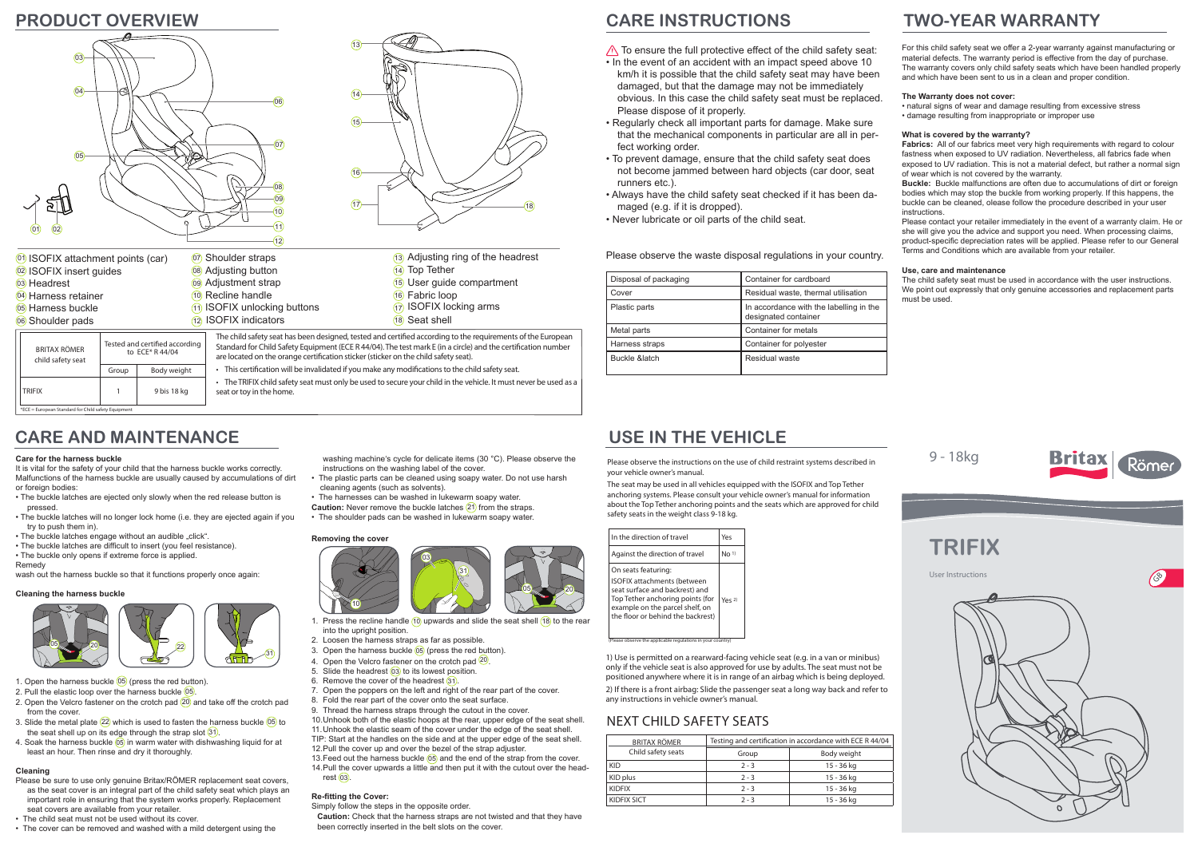# PRODUCT OVERVIEW

01 ISOFIX attachment points (car)
02 ISOFIX insert guides
03 Headrest
04 Harness retainer
05 Harness buckle
06 Shoulder pads
07 Shoulder straps
08 Adjusting button
09 Adjustment strap
10 Recline handle
11 ISOFIX unlocking buttons
12 ISOFIX indicators
13 Adjusting ring of the headrest
14 Top Tether
15 User guide compartment
16 Fabric loop
17 ISOFIX locking arms
18 Seat shell

| BRITAX RÖMER child safety seat | Tested and certified according to ECE* R 44/04 | |
|---|---|---|
| | Group | Body weight |
| TRIFIX | 1 | 9 bis 18 kg |

*ECE = European Standard for Child safety Equipment

The child safety seat has been designed, tested and certified according to the requirements of the European Standard for Child Safety Equipment (ECE R44/04). The test mark E (in a circle) and the certification number are located on the orange certification sticker (sticker on the child safety seat).

- This certification will be invalidated if you make any modifications to the child safety seat.
- The TRIFIX child safety seat must only be used to secure your child in the vehicle. It must never be used as a seat or toy in the home.

# CARE AND MAINTENANCE

### Care for the harness buckle

It is vital for the safety of your child that the harness buckle works correctly. Malfunctions of the harness buckle are usually caused by accumulations of dirt or foreign bodies:

- The buckle latches are ejected only slowly when the red release button is pressed.
- The buckle latches will no longer lock home (i.e. they are ejected again if you try to push them in).
- The buckle latches engage without an audible „click".
- The buckle latches are difficult to insert (you feel resistance).
- The buckle only opens if extreme force is applied.

Remedy

wash out the harness buckle so that it functions properly once again:

### Cleaning the harness buckle

1. Open the harness buckle 05 (press the red button).
2. Pull the elastic loop over the harness buckle 05.
2. Open the Velcro fastener on the crotch pad 20 and take off the crotch pad from the cover.
3. Slide the metal plate 22 which is used to fasten the harness buckle 05 to the seat shell up on its edge through the strap slot 31.
4. Soak the harness buckle 05 in warm water with dishwashing liquid for at least an hour. Then rinse and dry it thoroughly.

### Cleaning

Please be sure to use only genuine Britax/RÖMER replacement seat covers, as the seat cover is an integral part of the child safety seat which plays an important role in ensuring that the system works properly. Replacement seat covers are available from your retailer.

- The child seat must not be used without its cover.
- The cover can be removed and washed with a mild detergent using the washing machine's cycle for delicate items (30 °C). Please observe the instructions on the washing label of the cover.
- The plastic parts can be cleaned using soapy water. Do not use harsh cleaning agents (such as solvents).
- The harnesses can be washed in lukewarm soapy water.

**Caution:** Never remove the buckle latches 21 from the straps.

- The shoulder pads can be washed in lukewarm soapy water.

### Removing the cover

1. Press the recline handle 10 upwards and slide the seat shell 18 to the rear into the upright position.
2. Loosen the harness straps as far as possible.
3. Open the harness buckle 05 (press the red button).
4. Open the Velcro fastener on the crotch pad 20.
5. Slide the headrest 03 to its lowest position.
6. Remove the cover of the headrest 31.
7. Open the poppers on the left and right of the rear part of the cover.
8. Fold the rear part of the cover onto the seat surface.
9. Thread the harness straps through the cutout in the cover.
10. Unhook both of the elastic hoops at the rear, upper edge of the seat shell.
11. Unhook the elastic seam of the cover under the edge of the seat shell.

TIP: Start at the handles on the side and at the upper edge of the seat shell.

12. Pull the cover up and over the bezel of the strap adjuster.
13. Feed out the harness buckle 05 and the end of the strap from the cover.
14. Pull the cover upwards a little and then put it with the cutout over the headrest 03.

### Re-fitting the Cover:

Simply follow the steps in the opposite order.

**Caution:** Check that the harness straps are not twisted and that they have been correctly inserted in the belt slots on the cover.

# CARE INSTRUCTIONS

⚠ To ensure the full protective effect of the child safety seat:

- In the event of an accident with an impact speed above 10 km/h it is possible that the child safety seat may have been damaged, but that the damage may not be immediately obvious. In this case the child safety seat must be replaced. Please dispose of it properly.
- Regularly check all important parts for damage. Make sure that the mechanical components in particular are all in perfect working order.
- To prevent damage, ensure that the child safety seat does not become jammed between hard objects (car door, seat runners etc.).
- Always have the child safety seat checked if it has been damaged (e.g. if it is dropped).
- Never lubricate or oil parts of the child seat.

Please observe the waste disposal regulations in your country.

| Disposal of packaging | Container for cardboard |
|---|---|
| Cover | Residual waste, thermal utilisation |
| Plastic parts | In accordance with the labelling in the designated container |
| Metal parts | Container for metals |
| Harness straps | Container for polyester |
| Buckle &latch | Residual waste |

# USE IN THE VEHICLE

Please observe the instructions on the use of child restraint systems described in your vehicle owner's manual.

The seat may be used in all vehicles equipped with the ISOFIX and Top Tether anchoring systems. Please consult your vehicle owner's manual for information about the Top Tether anchoring points and the seats which are approved for child safety seats in the weight class 9-18 kg.

| In the direction of travel | Yes |
|---|---|
| Against the direction of travel | No 1) |
| On seats featuring: ISOFIX attachments (between seat surface and backrest) and Top Tether anchoring points (for example on the parcel shelf, on the floor or behind the backrest) | Yes 2) |

(Please observe the applicable regulations in your country)

1) Use is permitted on a rearward-facing vehicle seat (e.g. in a van or minibus) only if the vehicle seat is also approved for use by adults. The seat must not be positioned anywhere where it is in range of an airbag which is being deployed.

2) If there is a front airbag: Slide the passenger seat a long way back and refer to any instructions in vehicle owner's manual.

## NEXT CHILD SAFETY SEATS

| BRITAX RÖMER Child safety seats | Testing and certification in accordance with ECE R 44/04 | |
|---|---|---|
| | Group | Body weight |
| KID | 2 - 3 | 15 - 36 kg |
| KID plus | 2 - 3 | 15 - 36 kg |
| KIDFIX | 2 - 3 | 15 - 36 kg |
| KIDFIX SICT | 2 - 3 | 15 - 36 kg |

# TWO-YEAR WARRANTY

For this child safety seat we offer a 2-year warranty against manufacturing or material defects. The warranty period is effective from the day of purchase. The warranty covers only child safety seats which have been handled properly and which have been sent to us in a clean and proper condition.

**The Warranty does not cover:**

- natural signs of wear and damage resulting from excessive stress
- damage resulting from inappropriate or improper use

**What is covered by the warranty?**

**Fabrics:** All of our fabrics meet very high requirements with regard to colour fastness when exposed to UV radiation. Nevertheless, all fabrics fade when exposed to UV radiation. This is not a material defect, but rather a normal sign of wear which is not covered by the warranty.

**Buckle:** Buckle malfunctions are often due to accumulations of dirt or foreign bodies which may stop the buckle from working properly. If this happens, the buckle can be cleaned, please follow the procedure described in your user instructions.

Please contact your retailer immediately in the event of a warranty claim. He or she will give you the advice and support you need. When processing claims, product-specific depreciation rates will be applied. Please refer to our General Terms and Conditions which are available from your retailer.

**Use, care and maintenance**

The child safety seat must be used in accordance with the user instructions. We point out expressly that only genuine accessories and replacement parts must be used.

9 - 18kg

Britax Römer

# TRIFIX

User Instructions

GB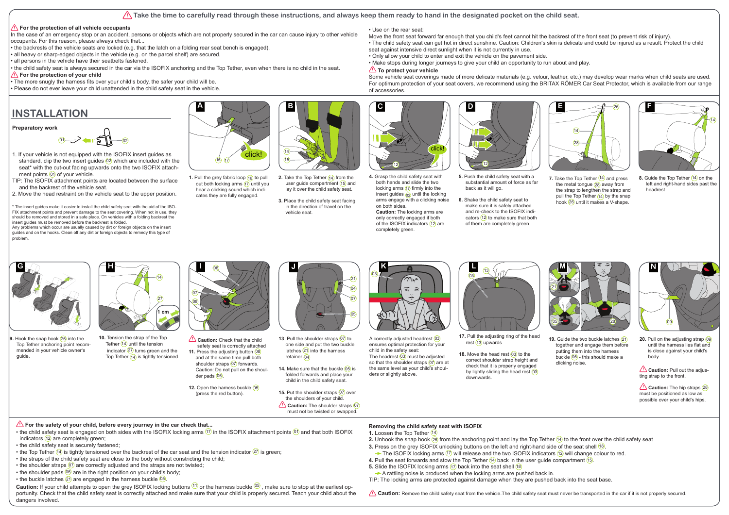⚠ Take the time to carefully read through these instructions, and always keep them ready to hand in the designated pocket on the child seat.

### ⚠ For the protection of all vehicle occupants

In the case of an emergency stop or an accident, persons or objects which are not properly secured in the car can cause injury to other vehicle occupants. For this reason, please always check that...

- the backrests of the vehicle seats are locked (e.g. that the latch on a folding rear seat bench is engaged).
- all heavy or sharp-edged objects in the vehicle (e.g. on the parcel shelf) are secured.
- all persons in the vehicle have their seatbelts fastened.
- the child safety seat is always secured in the car via the ISOFIX anchoring and the Top Tether, even when there is no child in the seat.

### ⚠ For the protection of your child

- The more snugly the harness fits over your child's body, the safer your child will be.
- Please do not ever leave your child unattended in the child safety seat in the vehicle.
- Use on the rear seat:

Move the front seat forward far enough that you child's feet cannot hit the backrest of the front seat (to prevent risk of injury).

- The child safety seat can get hot in direct sunshine. Caution: Children's skin is delicate and could be injured as a result. Protect the child seat against intensive direct sunlight when it is not currently in use.
- Only allow your child to enter and exit the vehicle on the pavement side.
- Make stops during longer journeys to give your child an opportunity to run about and play.

### ⚠ To protect your vehicle

Some vehicle seat coverings made of more delicate materials (e.g. velour, leather, etc.) may develop wear marks when child seats are used. For optimum protection of your seat covers, we recommend using the BRITAX RÖMER Car Seat Protector, which is available from our range of accessories.

## INSTALLATION

### Preparatory work

01 02

1. If your vehicle is not equipped with the ISOFIX insert guides as standard, clip the two insert guides 02 which are included with the seat* with the cut-out facing upwards onto the two ISOFIX attachment points 01 of your vehicle.

TIP: The ISOFIX attachment points are located between the surface and the backrest of the vehicle seat.

2. Move the head restraint on the vehicle seat to the upper position.

\* The insert guides make it easier to install the child safety seat with the aid of the ISOFIX attachment points and prevent damage to the seat covering. When not in use, they should be removed and stored in a safe place. On vehicles with a folding backrest the insert guides must be removed before the backrest is folded.
Any problems which occur are usually caused by dirt or foreign objects on the insert guides and on the hooks. Clean off any dirt or foreign objects to remedy this type of problem.

A — 16 17 click!

1. Pull the grey fabric loop 16 to pull out both locking arms 17 until you hear a clicking sound which indicates they are fully engaged.

B — 14 15

2. Take the Top Tether 14 from the user guide compartment 15 and lay it over the child safety seat.
3. Place the child safety seat facing in the direction of travel on the vehicle seat.

C — 12 click!

4. Grasp the child safety seat with both hands and slide the two locking arms 17 firmly into the insert guides 02 until the locking arms engage with a clicking noise on both sides.
**Caution:** The locking arms are only correctly engaged if both of the ISOFIX indicators 12 are completely green.

D — 12

5. Push the child safety seat with a substantial amount of force as far back as it will go.
6. Shake the child safety seat to make sure it is safely attached and re-check to the ISOFIX indicators 12 to make sure that both of them are completely green

E — 26 14 28

7. Take the Top Tether 14 and press the metal tongue 28 away from the strap to lengthen the strap and pull the Top Tether 14 by the snap hook 26 until it makes a V-shape.

F — 14

8. Guide the Top Tether 14 on the left and right-hand sides past the headrest.

G

9. Hook the snap hook 26 into the Top Tether anchoring point recommended in your vehicle owner's guide.

H — 14 27 1 cm

10. Tension the strap of the Top Tether 14 until the tension indicator 27 turns green and the Top Tether 14 is tightly tensioned.

I — 06 07 08

⚠ **Caution:** Check that the child safety seat is correctly attached

11. Press the adjusting button 08 and at the same time pull both shoulder straps 07 forwards. Caution: Do not pull on the shoulder pads 06.
12. Open the harness buckle 05 (press the red button).

J — 21 04 07 05

13. Pull the shoulder straps 07 to one side and put the two buckle latches 21 into the harness retainer 04
14. Make sure that the buckle 05 is folded forwards and place your child in the child safety seat.
15. Put the shoulder straps 07 over the shoulders of your child.

⚠ **Caution:** The shoulder straps 07 must not be twisted or swapped.

K — 03

A correctly adjusted headrest 03 provides optimal protection for your child in the safety seat:
The headrest 03 must be adjusted so that the shoulder straps 07 are at the same level as your child's shoulders or slightly above.

L — 13 03

17. Pull the adjusting ring of the head rest 13 upwards
18. Move the head rest 03 to the correct shoulder strap height and check that it is properly engaged by lightly sliding the head rest 03 downwards.

M — 21 05 28

19. Guide the two buckle latches 21 together and engage them before putting them into the harness buckle 05 - this should make a clicking noise.

N — 09

20. Pull on the adjusting strap 09 until the harness lies flat and is close against your child's body.

⚠ **Caution:** Pull out the adjusting strap to the front.

⚠ **Caution:** The hip straps 28 must be positioned as low as possible over your child's hips.

### ⚠ For the safety of your child, before every journey in the car check that...

- the child safety seat is engaged on both sides with the ISOFIX locking arms 17 in the ISOFIX attachment points 01 and that both ISOFIX indicators 12 are completely green;
- the child safety seat is securely fastened;
- the Top Tether 14 is tightly tensioned over the backrest of the car seat and the tension indicator 27 is green;
- the straps of the child safety seat are close to the body without constricting the child;
- the shoulder straps 07 are correctly adjusted and the straps are not twisted;
- the shoulder pads 06 are in the right position on your child's body;
- the buckle latches 21 are engaged in the harness buckle 05.

**Caution:** If your child attempts to open the grey ISOFIX locking buttons 11 or the harness buckle 05, make sure to stop at the earliest opportunity. Check that the child safety seat is correctly attached and make sure that your child is properly secured. Teach your child about the dangers involved.

### Removing the child safety seat with ISOFIX

1. Loosen the Top Tether 14
2. Unhook the snap hook 26 from the anchoring point and lay the Top Tether 14 to the front over the child safety seat
3. Press on the grey ISOFIX unlocking buttons on the left and right-hand side of the seat shell 18.
   → The ISOFIX locking arms 17 will release and the two ISOFIX indicators 12 will change colour to red.
4. Pull the seat forwards and stow the Top Tether 14 back in the user guide compartment 15.
5. Slide the ISOFIX locking arms 17 back into the seat shell 18
   → A rattling noise is produced when the locking arms are pushed back in.

TIP: The locking arms are protected against damage when they are pushed back into the seat base.

⚠ **Caution:** Remove the child safety seat from the vehicle. The child safety seat must never be transported in the car if it is not properly secured.